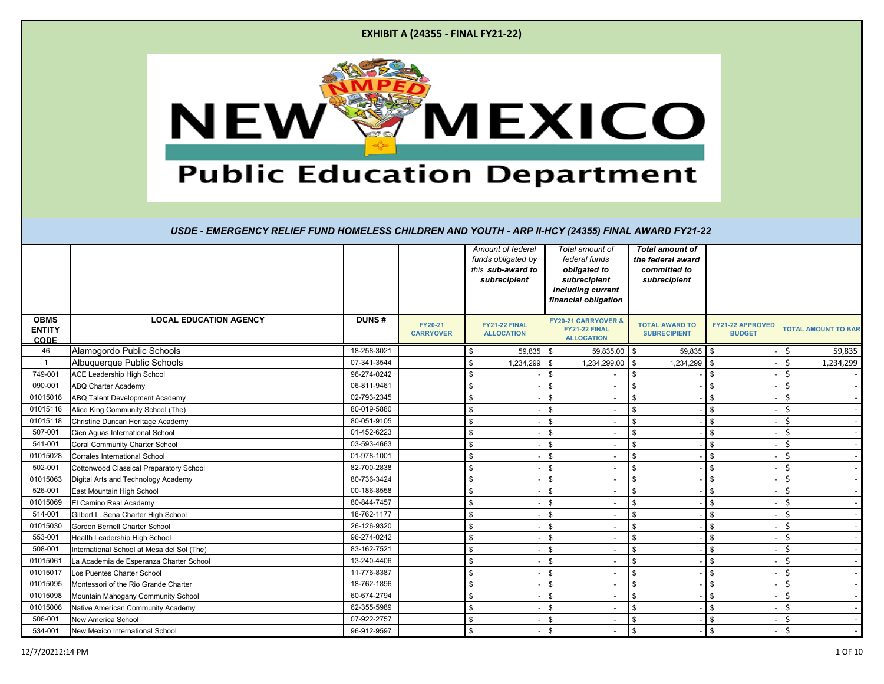# EXHIBIT A (24355 - FINAL FY21-22)

NEW MEXICO Public Education Department

## USDE - EMERGENCY RELIEF FUND HOMELESS CHILDREN AND YOUTH - ARP II-HCY (24355) FINAL AWARD FY21-22

| OBMS ENTITY CODE | LOCAL EDUCATION AGENCY | DUNS # | FY20-21 CARRYOVER | *Amount of federal funds obligated by this sub-award to subrecipient* FY21-22 FINAL ALLOCATION | *Total amount of federal funds obligated to subrecipient including current financial obligation* FY20-21 CARRYOVER & FY21-22 FINAL ALLOCATION | *Total amount of the federal award committed to subrecipient* TOTAL AWARD TO SUBRECIPIENT | FY21-22 APPROVED BUDGET | TOTAL AMOUNT TO BAR |
|---|---|---|---|---|---|---|---|---|
| 46 | Alamogordo Public Schools | 18-258-3021 | | $ 59,835 | $ 59,835.00 | $ 59,835 | $ - | $ 59,835 |
| 1 | Albuquerque Public Schools | 07-341-3544 | | $ 1,234,299 | $ 1,234,299.00 | $ 1,234,299 | $ - | $ 1,234,299 |
| 749-001 | ACE Leadership High School | 96-274-0242 | | $ - | $ - | $ - | $ - | $ - |
| 090-001 | ABQ Charter Academy | 06-811-9461 | | $ - | $ - | $ - | $ - | $ - |
| 01015016 | ABQ Talent Development Academy | 02-793-2345 | | $ - | $ - | $ - | $ - | $ - |
| 01015116 | Alice King Community School (The) | 80-019-5880 | | $ - | $ - | $ - | $ - | $ - |
| 01015118 | Christine Duncan Heritage Academy | 80-051-9105 | | $ - | $ - | $ - | $ - | $ - |
| 507-001 | Cien Aguas International School | 01-452-6223 | | $ - | $ - | $ - | $ - | $ - |
| 541-001 | Coral Community Charter School | 03-593-4663 | | $ - | $ - | $ - | $ - | $ - |
| 01015028 | Corrales International School | 01-978-1001 | | $ - | $ - | $ - | $ - | $ - |
| 502-001 | Cottonwood Classical Preparatory School | 82-700-2838 | | $ - | $ - | $ - | $ - | $ - |
| 01015063 | Digital Arts and Technology Academy | 80-736-3424 | | $ - | $ - | $ - | $ - | $ - |
| 526-001 | East Mountain High School | 00-186-8558 | | $ - | $ - | $ - | $ - | $ - |
| 01015069 | El Camino Real Academy | 80-844-7457 | | $ - | $ - | $ - | $ - | $ - |
| 514-001 | Gilbert L. Sena Charter High School | 18-762-1177 | | $ - | $ - | $ - | $ - | $ - |
| 01015030 | Gordon Bernell Charter School | 26-126-9320 | | $ - | $ - | $ - | $ - | $ - |
| 553-001 | Health Leadership High School | 96-274-0242 | | $ - | $ - | $ - | $ - | $ - |
| 508-001 | International School at Mesa del Sol (The) | 83-162-7521 | | $ - | $ - | $ - | $ - | $ - |
| 01015061 | La Academia de Esperanza Charter School | 13-240-4406 | | $ - | $ - | $ - | $ - | $ - |
| 01015017 | Los Puentes Charter School | 11-776-8387 | | $ - | $ - | $ - | $ - | $ - |
| 01015095 | Montessori of the Rio Grande Charter | 18-762-1896 | | $ - | $ - | $ - | $ - | $ - |
| 01015098 | Mountain Mahogany Community School | 60-674-2794 | | $ - | $ - | $ - | $ - | $ - |
| 01015006 | Native American Community Academy | 62-355-5989 | | $ - | $ - | $ - | $ - | $ - |
| 506-001 | New America School | 07-922-2757 | | $ - | $ - | $ - | $ - | $ - |
| 534-001 | New Mexico International School | 96-912-9597 | | $ - | $ - | $ - | $ - | $ - |

12/7/20212:14 PM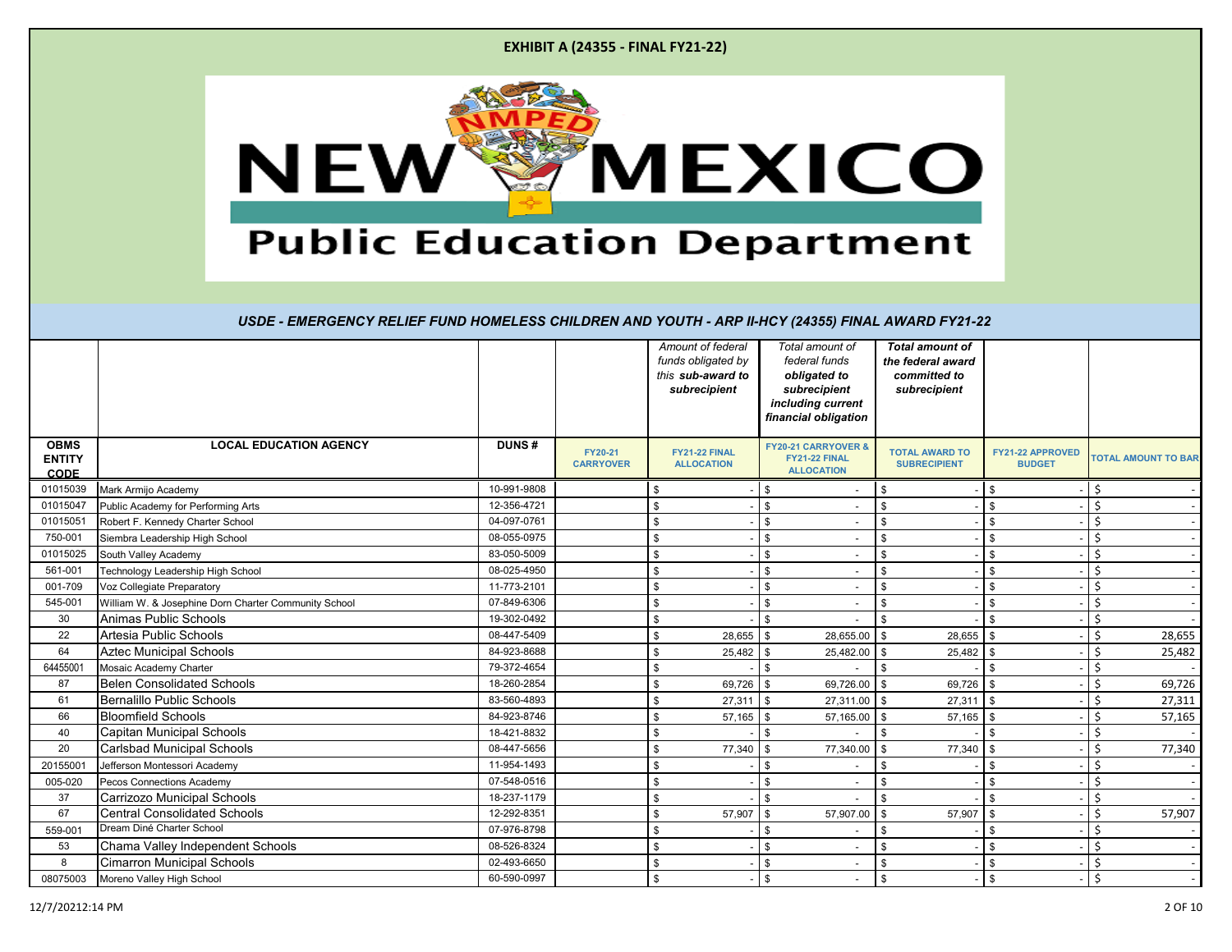# EXHIBIT A (24355 - FINAL FY21-22)

NEW MEXICO Public Education Department

*USDE - EMERGENCY RELIEF FUND HOMELESS CHILDREN AND YOUTH - ARP II-HCY (24355) FINAL AWARD FY21-22*

| | | | | *Amount of federal funds obligated by this **sub-award to subrecipient*** | *Total amount of federal funds **obligated to subrecipient including current financial obligation*** | ***Total amount of the federal award committed to subrecipient*** | | |
|---|---|---|---|---|---|---|---|---|
| **OBMS ENTITY CODE** | **LOCAL EDUCATION AGENCY** | **DUNS #** | **FY20-21 CARRYOVER** | **FY21-22 FINAL ALLOCATION** | **FY20-21 CARRYOVER & FY21-22 FINAL ALLOCATION** | **TOTAL AWARD TO SUBRECIPIENT** | **FY21-22 APPROVED BUDGET** | **TOTAL AMOUNT TO BAR** |
| 01015039 | Mark Armijo Academy | 10-991-9808 | | $ - | $ - | $ - | $ - | $ - |
| 01015047 | Public Academy for Performing Arts | 12-356-4721 | | $ - | $ - | $ - | $ - | $ - |
| 01015051 | Robert F. Kennedy Charter School | 04-097-0761 | | $ - | $ - | $ - | $ - | $ - |
| 750-001 | Siembra Leadership High School | 08-055-0975 | | $ - | $ - | $ - | $ - | $ - |
| 01015025 | South Valley Academy | 83-050-5009 | | $ - | $ - | $ - | $ - | $ - |
| 561-001 | Technology Leadership High School | 08-025-4950 | | $ - | $ - | $ - | $ - | $ - |
| 001-709 | Voz Collegiate Preparatory | 11-773-2101 | | $ - | $ - | $ - | $ - | $ - |
| 545-001 | William W. & Josephine Dorn Charter Community School | 07-849-6306 | | $ - | $ - | $ - | $ - | $ - |
| 30 | Animas Public Schools | 19-302-0492 | | $ - | $ - | $ - | $ - | $ - |
| 22 | Artesia Public Schools | 08-447-5409 | | $ 28,655 | $ 28,655.00 | $ 28,655 | $ - | $ 28,655 |
| 64 | Aztec Municipal Schools | 84-923-8688 | | $ 25,482 | $ 25,482.00 | $ 25,482 | $ - | $ 25,482 |
| 64455001 | Mosaic Academy Charter | 79-372-4654 | | $ - | $ - | $ - | $ - | $ - |
| 87 | Belen Consolidated Schools | 18-260-2854 | | $ 69,726 | $ 69,726.00 | $ 69,726 | $ - | $ 69,726 |
| 61 | Bernalillo Public Schools | 83-560-4893 | | $ 27,311 | $ 27,311.00 | $ 27,311 | $ - | $ 27,311 |
| 66 | Bloomfield Schools | 84-923-8746 | | $ 57,165 | $ 57,165.00 | $ 57,165 | $ - | $ 57,165 |
| 40 | Capitan Municipal Schools | 18-421-8832 | | $ - | $ - | $ - | $ - | $ - |
| 20 | Carlsbad Municipal Schools | 08-447-5656 | | $ 77,340 | $ 77,340.00 | $ 77,340 | $ - | $ 77,340 |
| 20155001 | Jefferson Montessori Academy | 11-954-1493 | | $ - | $ - | $ - | $ - | $ - |
| 005-020 | Pecos Connections Academy | 07-548-0516 | | $ - | $ - | $ - | $ - | $ - |
| 37 | Carrizozo Municipal Schools | 18-237-1179 | | $ - | $ - | $ - | $ - | $ - |
| 67 | Central Consolidated Schools | 12-292-8351 | | $ 57,907 | $ 57,907.00 | $ 57,907 | $ - | $ 57,907 |
| 559-001 | Dream Diné Charter School | 07-976-8798 | | $ - | $ - | $ - | $ - | $ - |
| 53 | Chama Valley Independent Schools | 08-526-8324 | | $ - | $ - | $ - | $ - | $ - |
| 8 | Cimarron Municipal Schools | 02-493-6650 | | $ - | $ - | $ - | $ - | $ - |
| 08075003 | Moreno Valley High School | 60-590-0997 | | $ - | $ - | $ - | $ - | $ - |

12/7/20212:14 PM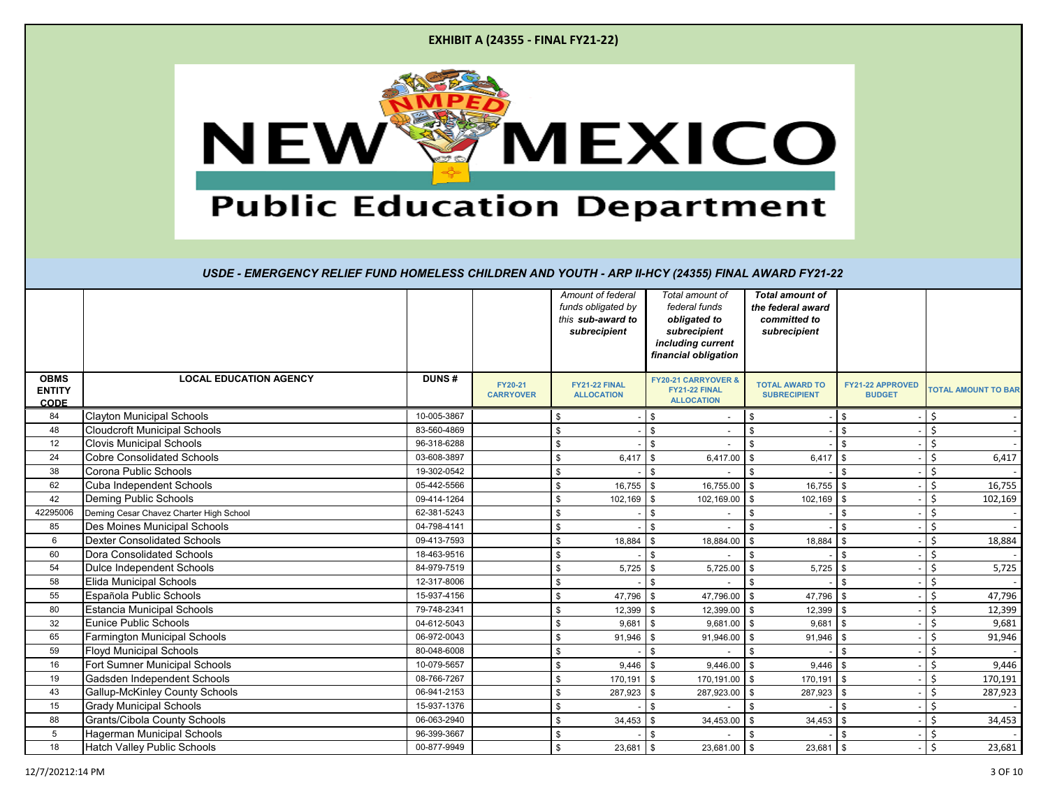# EXHIBIT A (24355 - FINAL FY21-22)

New Mexico Public Education Department

*USDE - EMERGENCY RELIEF FUND HOMELESS CHILDREN AND YOUTH - ARP II-HCY (24355) FINAL AWARD FY21-22*

| | | | | *Amount of federal funds obligated by this* ***sub-award*** *to* ***subrecipient*** | *Total amount of federal funds* ***obligated to subrecipient including current financial obligation*** | ***Total amount of the federal award committed to subrecipient*** | | |
|---|---|---|---|---|---|---|---|---|
| **OBMS ENTITY CODE** | **LOCAL EDUCATION AGENCY** | **DUNS #** | **FY20-21 CARRYOVER** | **FY21-22 FINAL ALLOCATION** | **FY20-21 CARRYOVER & FY21-22 FINAL ALLOCATION** | **TOTAL AWARD TO SUBRECIPIENT** | **FY21-22 APPROVED BUDGET** | **TOTAL AMOUNT TO BAR** |
| 84 | Clayton Municipal Schools | 10-005-3867 | | $ - | $ - | $ - | $ - | $ - |
| 48 | Cloudcroft Municipal Schools | 83-560-4869 | | $ - | $ - | $ - | $ - | $ - |
| 12 | Clovis Municipal Schools | 96-318-6288 | | $ - | $ - | $ - | $ - | $ - |
| 24 | Cobre Consolidated Schools | 03-608-3897 | | $ 6,417 | $ 6,417.00 | $ 6,417 | $ - | $ 6,417 |
| 38 | Corona Public Schools | 19-302-0542 | | $ - | $ - | $ - | $ - | $ - |
| 62 | Cuba Independent Schools | 05-442-5566 | | $ 16,755 | $ 16,755.00 | $ 16,755 | $ - | $ 16,755 |
| 42 | Deming Public Schools | 09-414-1264 | | $ 102,169 | $ 102,169.00 | $ 102,169 | $ - | $ 102,169 |
| 42295006 | Deming Cesar Chavez Charter High School | 62-381-5243 | | $ - | $ - | $ - | $ - | $ - |
| 85 | Des Moines Municipal Schools | 04-798-4141 | | $ - | $ - | $ - | $ - | $ - |
| 6 | Dexter Consolidated Schools | 09-413-7593 | | $ 18,884 | $ 18,884.00 | $ 18,884 | $ - | $ 18,884 |
| 60 | Dora Consolidated Schools | 18-463-9516 | | $ - | $ - | $ - | $ - | $ - |
| 54 | Dulce Independent Schools | 84-979-7519 | | $ 5,725 | $ 5,725.00 | $ 5,725 | $ - | $ 5,725 |
| 58 | Elida Municipal Schools | 12-317-8006 | | $ - | $ - | $ - | $ - | $ - |
| 55 | Española Public Schools | 15-937-4156 | | $ 47,796 | $ 47,796.00 | $ 47,796 | $ - | $ 47,796 |
| 80 | Estancia Municipal Schools | 79-748-2341 | | $ 12,399 | $ 12,399.00 | $ 12,399 | $ - | $ 12,399 |
| 32 | Eunice Public Schools | 04-612-5043 | | $ 9,681 | $ 9,681.00 | $ 9,681 | $ - | $ 9,681 |
| 65 | Farmington Municipal Schools | 06-972-0043 | | $ 91,946 | $ 91,946.00 | $ 91,946 | $ - | $ 91,946 |
| 59 | Floyd Municipal Schools | 80-048-6008 | | $ - | $ - | $ - | $ - | $ - |
| 16 | Fort Sumner Municipal Schools | 10-079-5657 | | $ 9,446 | $ 9,446.00 | $ 9,446 | $ - | $ 9,446 |
| 19 | Gadsden Independent Schools | 08-766-7267 | | $ 170,191 | $ 170,191.00 | $ 170,191 | $ - | $ 170,191 |
| 43 | Gallup-McKinley County Schools | 06-941-2153 | | $ 287,923 | $ 287,923.00 | $ 287,923 | $ - | $ 287,923 |
| 15 | Grady Municipal Schools | 15-937-1376 | | $ - | $ - | $ - | $ - | $ - |
| 88 | Grants/Cibola County Schools | 06-063-2940 | | $ 34,453 | $ 34,453.00 | $ 34,453 | $ - | $ 34,453 |
| 5 | Hagerman Municipal Schools | 96-399-3667 | | $ - | $ - | $ - | $ - | $ - |
| 18 | Hatch Valley Public Schools | 00-877-9949 | | $ 23,681 | $ 23,681.00 | $ 23,681 | $ - | $ 23,681 |

12/7/20212:14 PM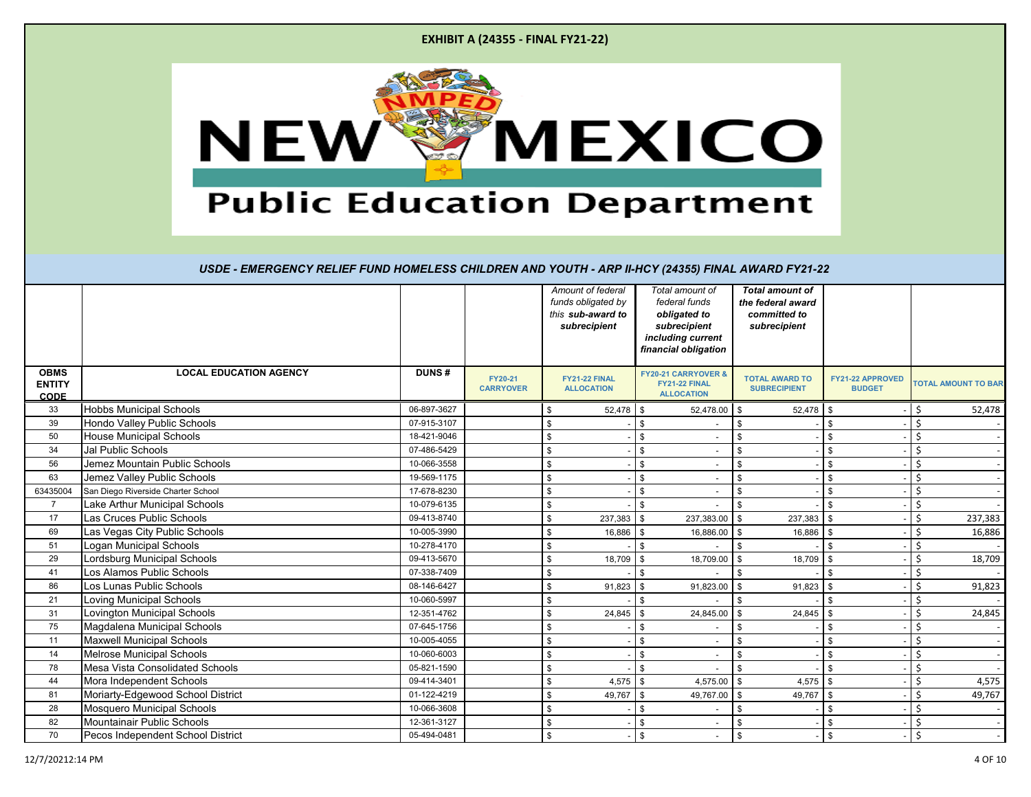# EXHIBIT A (24355 - FINAL FY21-22)

NEW MEXICO Public Education Department

*USDE - EMERGENCY RELIEF FUND HOMELESS CHILDREN AND YOUTH - ARP II-HCY (24355) FINAL AWARD FY21-22*

| | | | | *Amount of federal funds obligated by this* ***sub-award to subrecipient*** | *Total amount of federal funds* ***obligated to subrecipient including current financial obligation*** | ***Total amount of the federal award committed to subrecipient*** | | |
|---|---|---|---|---|---|---|---|---|
| **OBMS ENTITY CODE** | **LOCAL EDUCATION AGENCY** | **DUNS #** | **FY20-21 CARRYOVER** | **FY21-22 FINAL ALLOCATION** | **FY20-21 CARRYOVER & FY21-22 FINAL ALLOCATION** | **TOTAL AWARD TO SUBRECIPIENT** | **FY21-22 APPROVED BUDGET** | **TOTAL AMOUNT TO BAR** |
| 33 | Hobbs Municipal Schools | 06-897-3627 | | $ 52,478 | $ 52,478.00 | $ 52,478 | $ - | $ 52,478 |
| 39 | Hondo Valley Public Schools | 07-915-3107 | | $ - | $ - | $ - | $ - | $ - |
| 50 | House Municipal Schools | 18-421-9046 | | $ - | $ - | $ - | $ - | $ - |
| 34 | Jal Public Schools | 07-486-5429 | | $ - | $ - | $ - | $ - | $ - |
| 56 | Jemez Mountain Public Schools | 10-066-3558 | | $ - | $ - | $ - | $ - | $ - |
| 63 | Jemez Valley Public Schools | 19-569-1175 | | $ - | $ - | $ - | $ - | $ - |
| 63435004 | San Diego Riverside Charter School | 17-678-8230 | | $ - | $ - | $ - | $ - | $ - |
| 7 | Lake Arthur Municipal Schools | 10-079-6135 | | $ - | $ - | $ - | $ - | $ - |
| 17 | Las Cruces Public Schools | 09-413-8740 | | $ 237,383 | $ 237,383.00 | $ 237,383 | $ - | $ 237,383 |
| 69 | Las Vegas City Public Schools | 10-005-3990 | | $ 16,886 | $ 16,886.00 | $ 16,886 | $ - | $ 16,886 |
| 51 | Logan Municipal Schools | 10-278-4170 | | $ - | $ - | $ - | $ - | $ - |
| 29 | Lordsburg Municipal Schools | 09-413-5670 | | $ 18,709 | $ 18,709.00 | $ 18,709 | $ - | $ 18,709 |
| 41 | Los Alamos Public Schools | 07-338-7409 | | $ - | $ - | $ - | $ - | $ - |
| 86 | Los Lunas Public Schools | 08-146-6427 | | $ 91,823 | $ 91,823.00 | $ 91,823 | $ - | $ 91,823 |
| 21 | Loving Municipal Schools | 10-060-5997 | | $ - | $ - | $ - | $ - | $ - |
| 31 | Lovington Municipal Schools | 12-351-4762 | | $ 24,845 | $ 24,845.00 | $ 24,845 | $ - | $ 24,845 |
| 75 | Magdalena Municipal Schools | 07-645-1756 | | $ - | $ - | $ - | $ - | $ - |
| 11 | Maxwell Municipal Schools | 10-005-4055 | | $ - | $ - | $ - | $ - | $ - |
| 14 | Melrose Municipal Schools | 10-060-6003 | | $ - | $ - | $ - | $ - | $ - |
| 78 | Mesa Vista Consolidated Schools | 05-821-1590 | | $ - | $ - | $ - | $ - | $ - |
| 44 | Mora Independent Schools | 09-414-3401 | | $ 4,575 | $ 4,575.00 | $ 4,575 | $ - | $ 4,575 |
| 81 | Moriarty-Edgewood School District | 01-122-4219 | | $ 49,767 | $ 49,767.00 | $ 49,767 | $ - | $ 49,767 |
| 28 | Mosquero Municipal Schools | 10-066-3608 | | $ - | $ - | $ - | $ - | $ - |
| 82 | Mountainair Public Schools | 12-361-3127 | | $ - | $ - | $ - | $ - | $ - |
| 70 | Pecos Independent School District | 05-494-0481 | | $ - | $ - | $ - | $ - | $ - |

12/7/20212:14 PM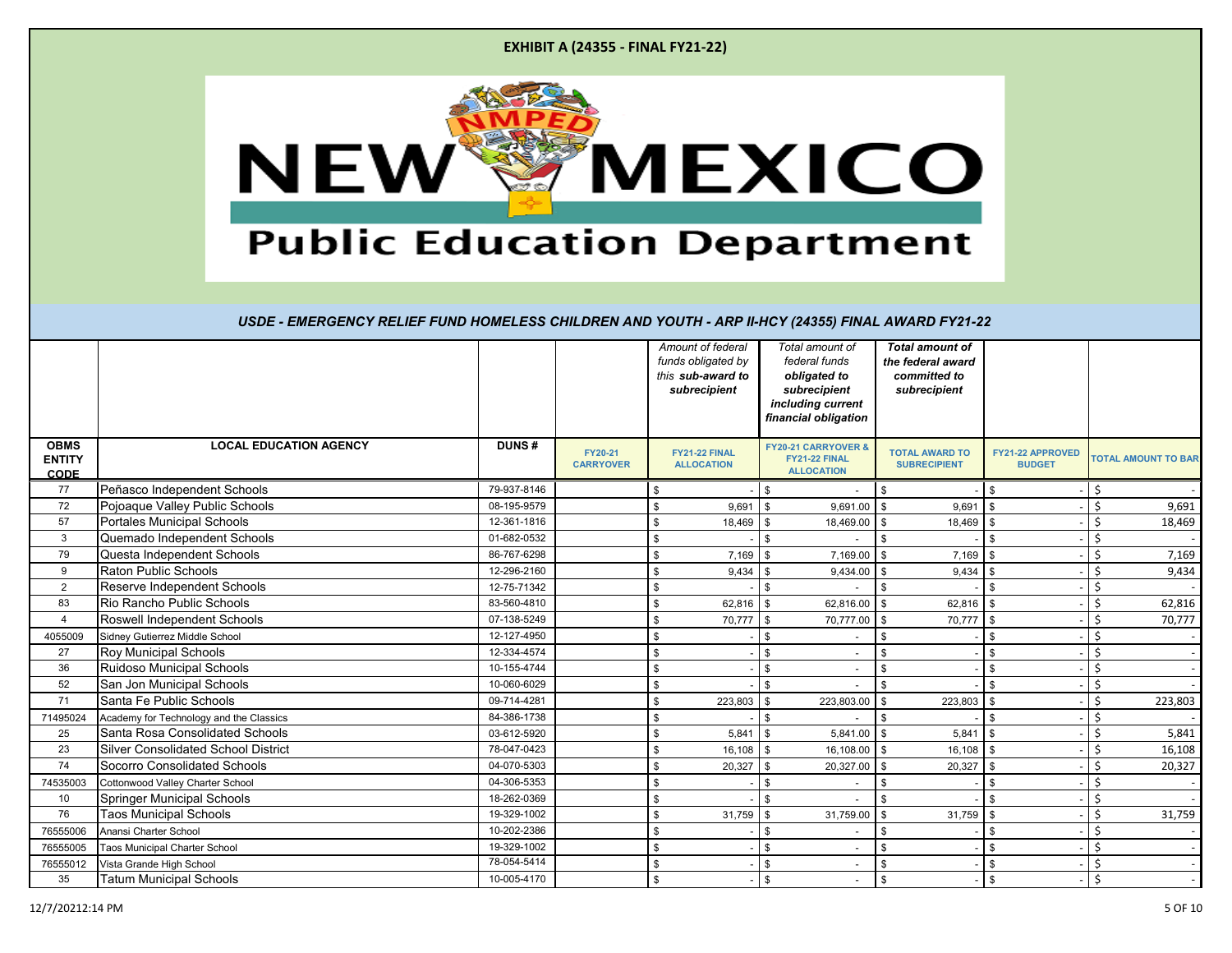# EXHIBIT A (24355 - FINAL FY21-22)

NEW MEXICO Public Education Department

*USDE - EMERGENCY RELIEF FUND HOMELESS CHILDREN AND YOUTH - ARP II-HCY (24355) FINAL AWARD FY21-22*

| | | | | Amount of federal funds obligated by this **sub-award** to subrecipient | Total amount of federal funds **obligated** to subrecipient **including current financial obligation** | **Total amount of the federal award committed to subrecipient** | | |
|---|---|---|---|---|---|---|---|---|
| **OBMS ENTITY CODE** | **LOCAL EDUCATION AGENCY** | **DUNS #** | **FY20-21 CARRYOVER** | **FY21-22 FINAL ALLOCATION** | **FY20-21 CARRYOVER & FY21-22 FINAL ALLOCATION** | **TOTAL AWARD TO SUBRECIPIENT** | **FY21-22 APPROVED BUDGET** | **TOTAL AMOUNT TO BAR** |
| 77 | Peñasco Independent Schools | 79-937-8146 | | $ - | $ - | $ - | $ - | $ - |
| 72 | Pojoaque Valley Public Schools | 08-195-9579 | | $ 9,691 | $ 9,691.00 | $ 9,691 | $ - | $ 9,691 |
| 57 | Portales Municipal Schools | 12-361-1816 | | $ 18,469 | $ 18,469.00 | $ 18,469 | $ - | $ 18,469 |
| 3 | Quemado Independent Schools | 01-682-0532 | | $ - | $ - | $ - | $ - | $ - |
| 79 | Questa Independent Schools | 86-767-6298 | | $ 7,169 | $ 7,169.00 | $ 7,169 | $ - | $ 7,169 |
| 9 | Raton Public Schools | 12-296-2160 | | $ 9,434 | $ 9,434.00 | $ 9,434 | $ - | $ 9,434 |
| 2 | Reserve Independent Schools | 12-75-71342 | | $ - | $ - | $ - | $ - | $ - |
| 83 | Rio Rancho Public Schools | 83-560-4810 | | $ 62,816 | $ 62,816.00 | $ 62,816 | $ - | $ 62,816 |
| 4 | Roswell Independent Schools | 07-138-5249 | | $ 70,777 | $ 70,777.00 | $ 70,777 | $ - | $ 70,777 |
| 4055009 | Sidney Gutierrez Middle School | 12-127-4950 | | $ - | $ - | $ - | $ - | $ - |
| 27 | Roy Municipal Schools | 12-334-4574 | | $ - | $ - | $ - | $ - | $ - |
| 36 | Ruidoso Municipal Schools | 10-155-4744 | | $ - | $ - | $ - | $ - | $ - |
| 52 | San Jon Municipal Schools | 10-060-6029 | | $ - | $ - | $ - | $ - | $ - |
| 71 | Santa Fe Public Schools | 09-714-4281 | | $ 223,803 | $ 223,803.00 | $ 223,803 | $ - | $ 223,803 |
| 71495024 | Academy for Technology and the Classics | 84-386-1738 | | $ - | $ - | $ - | $ - | $ - |
| 25 | Santa Rosa Consolidated Schools | 03-612-5920 | | $ 5,841 | $ 5,841.00 | $ 5,841 | $ - | $ 5,841 |
| 23 | Silver Consolidated School District | 78-047-0423 | | $ 16,108 | $ 16,108.00 | $ 16,108 | $ - | $ 16,108 |
| 74 | Socorro Consolidated Schools | 04-070-5303 | | $ 20,327 | $ 20,327.00 | $ 20,327 | $ - | $ 20,327 |
| 74535003 | Cottonwood Valley Charter School | 04-306-5353 | | $ - | $ - | $ - | $ - | $ - |
| 10 | Springer Municipal Schools | 18-262-0369 | | $ - | $ - | $ - | $ - | $ - |
| 76 | Taos Municipal Schools | 19-329-1002 | | $ 31,759 | $ 31,759.00 | $ 31,759 | $ - | $ 31,759 |
| 76555006 | Anansi Charter School | 10-202-2386 | | $ - | $ - | $ - | $ - | $ - |
| 76555005 | Taos Municipal Charter School | 19-329-1002 | | $ - | $ - | $ - | $ - | $ - |
| 76555012 | Vista Grande High School | 78-054-5414 | | $ - | $ - | $ - | $ - | $ - |
| 35 | Tatum Municipal Schools | 10-005-4170 | | $ - | $ - | $ - | $ - | $ - |

12/7/20212:14 PM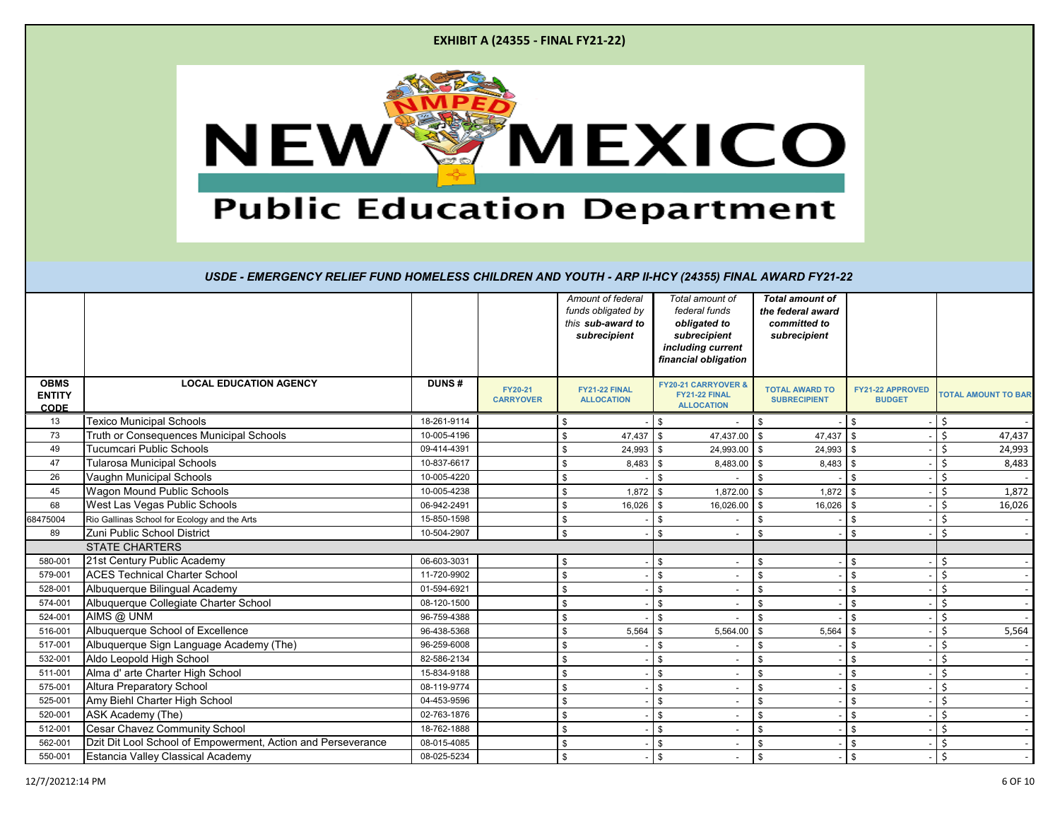## EXHIBIT A (24355 - FINAL FY21-22)

NEW MEXICO Public Education Department

### *USDE - EMERGENCY RELIEF FUND HOMELESS CHILDREN AND YOUTH - ARP II-HCY (24355) FINAL AWARD FY21-22*

| | | | | *Amount of federal funds obligated by this **sub-award to** subrecipient* | *Total amount of federal funds **obligated to subrecipient including current financial obligation*** | ***Total amount of the federal award committed to subrecipient*** | | |
|---|---|---|---|---|---|---|---|---|
| **OBMS ENTITY CODE** | **LOCAL EDUCATION AGENCY** | **DUNS #** | **FY20-21 CARRYOVER** | **FY21-22 FINAL ALLOCATION** | **FY20-21 CARRYOVER & FY21-22 FINAL ALLOCATION** | **TOTAL AWARD TO SUBRECIPIENT** | **FY21-22 APPROVED BUDGET** | **TOTAL AMOUNT TO BAR** |
| 13 | Texico Municipal Schools | 18-261-9114 | | $ - | $ - | $ - | $ - | $ - |
| 73 | Truth or Consequences Municipal Schools | 10-005-4196 | | $ 47,437 | $ 47,437.00 | $ 47,437 | $ - | $ 47,437 |
| 49 | Tucumcari Public Schools | 09-414-4391 | | $ 24,993 | $ 24,993.00 | $ 24,993 | $ - | $ 24,993 |
| 47 | Tularosa Municipal Schools | 10-837-6617 | | $ 8,483 | $ 8,483.00 | $ 8,483 | $ - | $ 8,483 |
| 26 | Vaughn Municipal Schools | 10-005-4220 | | $ - | $ - | $ - | $ - | $ - |
| 45 | Wagon Mound Public Schools | 10-005-4238 | | $ 1,872 | $ 1,872.00 | $ 1,872 | $ - | $ 1,872 |
| 68 | West Las Vegas Public Schools | 06-942-2491 | | $ 16,026 | $ 16,026.00 | $ 16,026 | $ - | $ 16,026 |
| 68475004 | Rio Gallinas School for Ecology and the Arts | 15-850-1598 | | $ - | $ - | $ - | $ - | $ - |
| 89 | Zuni Public School District | 10-504-2907 | | $ - | $ - | $ - | $ - | $ - |
| | STATE CHARTERS | | | | | | | |
| 580-001 | 21st Century Public Academy | 06-603-3031 | | $ - | $ - | $ - | $ - | $ - |
| 579-001 | ACES Technical Charter School | 11-720-9902 | | $ - | $ - | $ - | $ - | $ - |
| 528-001 | Albuquerque Bilingual Academy | 01-594-6921 | | $ - | $ - | $ - | $ - | $ - |
| 574-001 | Albuquerque Collegiate Charter School | 08-120-1500 | | $ - | $ - | $ - | $ - | $ - |
| 524-001 | AIMS @ UNM | 96-759-4388 | | $ - | $ - | $ - | $ - | $ - |
| 516-001 | Albuquerque School of Excellence | 96-438-5368 | | $ 5,564 | $ 5,564.00 | $ 5,564 | $ - | $ 5,564 |
| 517-001 | Albuquerque Sign Language Academy (The) | 96-259-6008 | | $ - | $ - | $ - | $ - | $ - |
| 532-001 | Aldo Leopold High School | 82-586-2134 | | $ - | $ - | $ - | $ - | $ - |
| 511-001 | Alma d' arte Charter High School | 15-834-9188 | | $ - | $ - | $ - | $ - | $ - |
| 575-001 | Altura Preparatory School | 08-119-9774 | | $ - | $ - | $ - | $ - | $ - |
| 525-001 | Amy Biehl Charter High School | 04-453-9596 | | $ - | $ - | $ - | $ - | $ - |
| 520-001 | ASK Academy (The) | 02-763-1876 | | $ - | $ - | $ - | $ - | $ - |
| 512-001 | Cesar Chavez Community School | 18-762-1888 | | $ - | $ - | $ - | $ - | $ - |
| 562-001 | Dzit Dit Lool School of Empowerment, Action and Perseverance | 08-015-4085 | | $ - | $ - | $ - | $ - | $ - |
| 550-001 | Estancia Valley Classical Academy | 08-025-5234 | | $ - | $ - | $ - | $ - | $ - |

12/7/20212:14 PM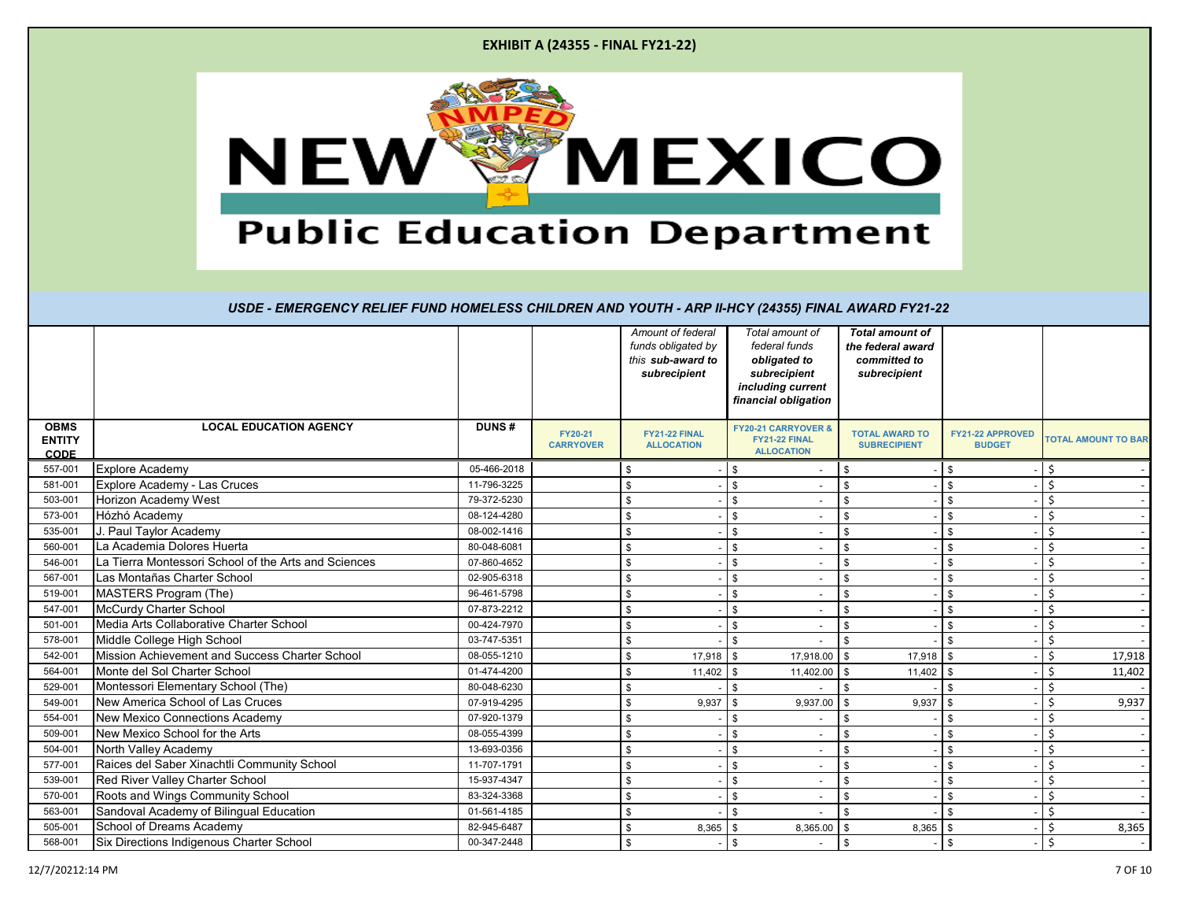**EXHIBIT A (24355 - FINAL FY21-22)**

NEW MEXICO Public Education Department

*USDE - EMERGENCY RELIEF FUND HOMELESS CHILDREN AND YOUTH - ARP II-HCY (24355) FINAL AWARD FY21-22*

| OBMS ENTITY CODE | LOCAL EDUCATION AGENCY | DUNS # | FY20-21 CARRYOVER | *Amount of federal funds obligated by this sub-award to subrecipient* FY21-22 FINAL ALLOCATION | *Total amount of federal funds obligated to subrecipient including current financial obligation* FY20-21 CARRYOVER & FY21-22 FINAL ALLOCATION | *Total amount of the federal award committed to subrecipient* TOTAL AWARD TO SUBRECIPIENT | FY21-22 APPROVED BUDGET | TOTAL AMOUNT TO BAR |
|---|---|---|---|---|---|---|---|---|
| 557-001 | Explore Academy | 05-466-2018 | | $ - | $ - | $ - | $ - | $ - |
| 581-001 | Explore Academy - Las Cruces | 11-796-3225 | | $ - | $ - | $ - | $ - | $ - |
| 503-001 | Horizon Academy West | 79-372-5230 | | $ - | $ - | $ - | $ - | $ - |
| 573-001 | Hózhó Academy | 08-124-4280 | | $ - | $ - | $ - | $ - | $ - |
| 535-001 | J. Paul Taylor Academy | 08-002-1416 | | $ - | $ - | $ - | $ - | $ - |
| 560-001 | La Academia Dolores Huerta | 80-048-6081 | | $ - | $ - | $ - | $ - | $ - |
| 546-001 | La Tierra Montessori School of the Arts and Sciences | 07-860-4652 | | $ - | $ - | $ - | $ - | $ - |
| 567-001 | Las Montañas Charter School | 02-905-6318 | | $ - | $ - | $ - | $ - | $ - |
| 519-001 | MASTERS Program (The) | 96-461-5798 | | $ - | $ - | $ - | $ - | $ - |
| 547-001 | McCurdy Charter School | 07-873-2212 | | $ - | $ - | $ - | $ - | $ - |
| 501-001 | Media Arts Collaborative Charter School | 00-424-7970 | | $ - | $ - | $ - | $ - | $ - |
| 578-001 | Middle College High School | 03-747-5351 | | $ - | $ - | $ - | $ - | $ - |
| 542-001 | Mission Achievement and Success Charter School | 08-055-1210 | | $ 17,918 | $ 17,918.00 | $ 17,918 | $ - | $ 17,918 |
| 564-001 | Monte del Sol Charter School | 01-474-4200 | | $ 11,402 | $ 11,402.00 | $ 11,402 | $ - | $ 11,402 |
| 529-001 | Montessori Elementary School (The) | 80-048-6230 | | $ - | $ - | $ - | $ - | $ - |
| 549-001 | New America School of Las Cruces | 07-919-4295 | | $ 9,937 | $ 9,937.00 | $ 9,937 | $ - | $ 9,937 |
| 554-001 | New Mexico Connections Academy | 07-920-1379 | | $ - | $ - | $ - | $ - | $ - |
| 509-001 | New Mexico School for the Arts | 08-055-4399 | | $ - | $ - | $ - | $ - | $ - |
| 504-001 | North Valley Academy | 13-693-0356 | | $ - | $ - | $ - | $ - | $ - |
| 577-001 | Raices del Saber Xinachtli Community School | 11-707-1791 | | $ - | $ - | $ - | $ - | $ - |
| 539-001 | Red River Valley Charter School | 15-937-4347 | | $ - | $ - | $ - | $ - | $ - |
| 570-001 | Roots and Wings Community School | 83-324-3368 | | $ - | $ - | $ - | $ - | $ - |
| 563-001 | Sandoval Academy of Bilingual Education | 01-561-4185 | | $ - | $ - | $ - | $ - | $ - |
| 505-001 | School of Dreams Academy | 82-945-6487 | | $ 8,365 | $ 8,365.00 | $ 8,365 | $ - | $ 8,365 |
| 568-001 | Six Directions Indigenous Charter School | 00-347-2448 | | $ - | $ - | $ - | $ - | $ - |

12/7/20212:14 PM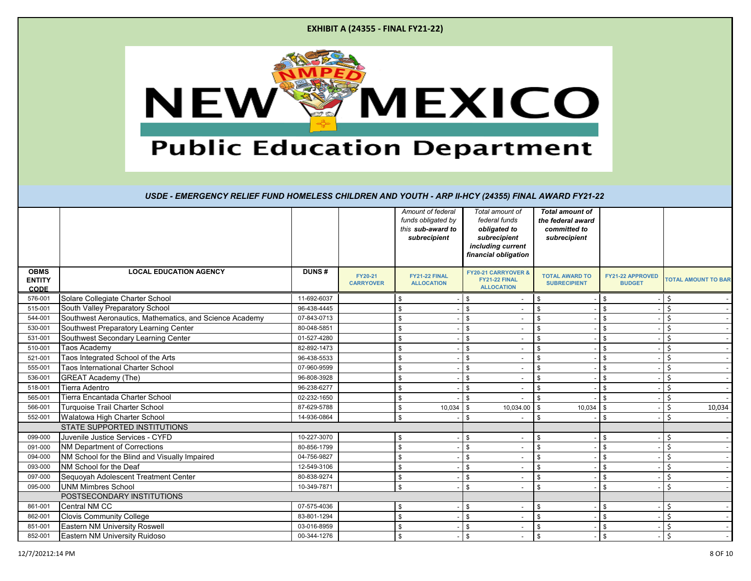# EXHIBIT A (24355 - FINAL FY21-22)

NEW MEXICO Public Education Department

## *USDE - EMERGENCY RELIEF FUND HOMELESS CHILDREN AND YOUTH - ARP II-HCY (24355) FINAL AWARD FY21-22*

| | | | | *Amount of federal funds obligated by this **sub-award to subrecipient*** | *Total amount of federal funds **obligated to subrecipient including current financial obligation*** | ***Total amount of the federal award committed to subrecipient*** | | |
|---|---|---|---|---|---|---|---|---|
| **OBMS ENTITY CODE** | **LOCAL EDUCATION AGENCY** | **DUNS #** | **FY20-21 CARRYOVER** | **FY21-22 FINAL ALLOCATION** | **FY20-21 CARRYOVER & FY21-22 FINAL ALLOCATION** | **TOTAL AWARD TO SUBRECIPIENT** | **FY21-22 APPROVED BUDGET** | **TOTAL AMOUNT TO BAR** |
| 576-001 | Solare Collegiate Charter School | 11-692-6037 | | $ - | $ - | $ - | $ - | $ - |
| 515-001 | South Valley Preparatory School | 96-438-4445 | | $ - | $ - | $ - | $ - | $ - |
| 544-001 | Southwest Aeronautics, Mathematics, and Science Academy | 07-843-0713 | | $ - | $ - | $ - | $ - | $ - |
| 530-001 | Southwest Preparatory Learning Center | 80-048-5851 | | $ - | $ - | $ - | $ - | $ - |
| 531-001 | Southwest Secondary Learning Center | 01-527-4280 | | $ - | $ - | $ - | $ - | $ - |
| 510-001 | Taos Academy | 82-892-1473 | | $ - | $ - | $ - | $ - | $ - |
| 521-001 | Taos Integrated School of the Arts | 96-438-5533 | | $ - | $ - | $ - | $ - | $ - |
| 555-001 | Taos International Charter School | 07-960-9599 | | $ - | $ - | $ - | $ - | $ - |
| 536-001 | GREAT Academy (The) | 96-808-3928 | | $ - | $ - | $ - | $ - | $ - |
| 518-001 | Tierra Adentro | 96-238-6277 | | $ - | $ - | $ - | $ - | $ - |
| 565-001 | Tierra Encantada Charter School | 02-232-1650 | | $ - | $ - | $ - | $ - | $ - |
| 566-001 | Turquoise Trail Charter School | 87-629-5788 | | $ 10,034 | $ 10,034.00 | $ 10,034 | $ - | $ 10,034 |
| 552-001 | Walatowa High Charter School | 14-936-0864 | | $ - | $ - | $ - | $ - | $ - |
| | STATE SUPPORTED INSTITUTIONS | | | | | | | |
| 099-000 | Juvenile Justice Services - CYFD | 10-227-3070 | | $ - | $ - | $ - | $ - | $ - |
| 091-000 | NM Department of Corrections | 80-856-1799 | | $ - | $ - | $ - | $ - | $ - |
| 094-000 | NM School for the Blind and Visually Impaired | 04-756-9827 | | $ - | $ - | $ - | $ - | $ - |
| 093-000 | NM School for the Deaf | 12-549-3106 | | $ - | $ - | $ - | $ - | $ - |
| 097-000 | Sequoyah Adolescent Treatment Center | 80-838-9274 | | $ - | $ - | $ - | $ - | $ - |
| 095-000 | UNM Mimbres School | 10-349-7871 | | $ - | $ - | $ - | $ - | $ - |
| | POSTSECONDARY INSTITUTIONS | | | | | | | |
| 861-001 | Central NM CC | 07-575-4036 | | $ - | $ - | $ - | $ - | $ - |
| 862-001 | Clovis Community College | 83-801-1294 | | $ - | $ - | $ - | $ - | $ - |
| 851-001 | Eastern NM University Roswell | 03-016-8959 | | $ - | $ - | $ - | $ - | $ - |
| 852-001 | Eastern NM University Ruidoso | 00-344-1276 | | $ - | $ - | $ - | $ - | $ - |

12/7/20212:14 PM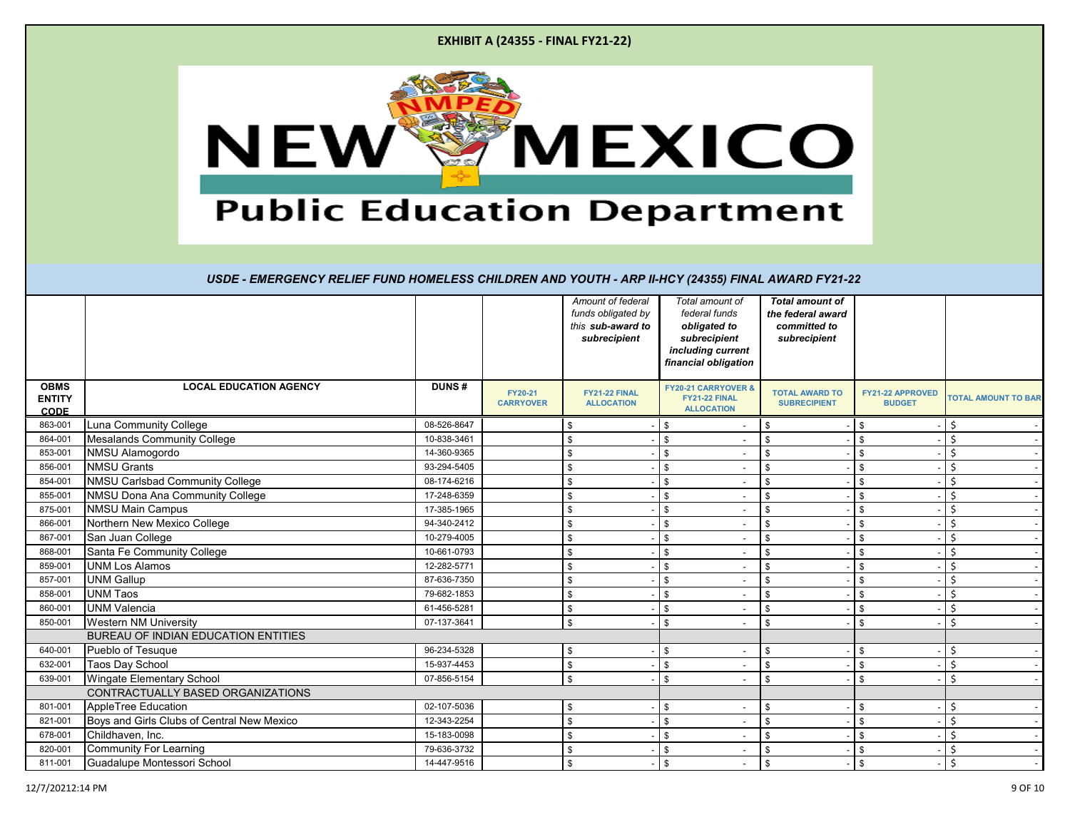**EXHIBIT A (24355 - FINAL FY21-22)**

NEW MEXICO Public Education Department

*USDE - EMERGENCY RELIEF FUND HOMELESS CHILDREN AND YOUTH - ARP II-HCY (24355) FINAL AWARD FY21-22*

| | | | | *Amount of federal funds obligated by this sub-award to subrecipient* | *Total amount of federal funds obligated to subrecipient including current financial obligation* | *Total amount of the federal award committed to subrecipient* | | |
|---|---|---|---|---|---|---|---|---|
| **OBMS ENTITY CODE** | **LOCAL EDUCATION AGENCY** | **DUNS #** | **FY20-21 CARRYOVER** | **FY21-22 FINAL ALLOCATION** | **FY20-21 CARRYOVER & FY21-22 FINAL ALLOCATION** | **TOTAL AWARD TO SUBRECIPIENT** | **FY21-22 APPROVED BUDGET** | **TOTAL AMOUNT TO BAR** |
| 863-001 | Luna Community College | 08-526-8647 | | $ - | $ - | $ - | $ - | $ - |
| 864-001 | Mesalands Community College | 10-838-3461 | | $ - | $ - | $ - | $ - | $ - |
| 853-001 | NMSU Alamogordo | 14-360-9365 | | $ - | $ - | $ - | $ - | $ - |
| 856-001 | NMSU Grants | 93-294-5405 | | $ - | $ - | $ - | $ - | $ - |
| 854-001 | NMSU Carlsbad Community College | 08-174-6216 | | $ - | $ - | $ - | $ - | $ - |
| 855-001 | NMSU Dona Ana Community College | 17-248-6359 | | $ - | $ - | $ - | $ - | $ - |
| 875-001 | NMSU Main Campus | 17-385-1965 | | $ - | $ - | $ - | $ - | $ - |
| 866-001 | Northern New Mexico College | 94-340-2412 | | $ - | $ - | $ - | $ - | $ - |
| 867-001 | San Juan College | 10-279-4005 | | $ - | $ - | $ - | $ - | $ - |
| 868-001 | Santa Fe Community College | 10-661-0793 | | $ - | $ - | $ - | $ - | $ - |
| 859-001 | UNM Los Alamos | 12-282-5771 | | $ - | $ - | $ - | $ - | $ - |
| 857-001 | UNM Gallup | 87-636-7350 | | $ - | $ - | $ - | $ - | $ - |
| 858-001 | UNM Taos | 79-682-1853 | | $ - | $ - | $ - | $ - | $ - |
| 860-001 | UNM Valencia | 61-456-5281 | | $ - | $ - | $ - | $ - | $ - |
| 850-001 | Western NM University | 07-137-3641 | | $ - | $ - | $ - | $ - | $ - |
| | BUREAU OF INDIAN EDUCATION ENTITIES | | | | | | | |
| 640-001 | Pueblo of Tesuque | 96-234-5328 | | $ - | $ - | $ - | $ - | $ - |
| 632-001 | Taos Day School | 15-937-4453 | | $ - | $ - | $ - | $ - | $ - |
| 639-001 | Wingate Elementary School | 07-856-5154 | | $ - | $ - | $ - | $ - | $ - |
| | CONTRACTUALLY BASED ORGANIZATIONS | | | | | | | |
| 801-001 | AppleTree Education | 02-107-5036 | | $ - | $ - | $ - | $ - | $ - |
| 821-001 | Boys and Girls Clubs of Central New Mexico | 12-343-2254 | | $ - | $ - | $ - | $ - | $ - |
| 678-001 | Childhaven, Inc. | 15-183-0098 | | $ - | $ - | $ - | $ - | $ - |
| 820-001 | Community For Learning | 79-636-3732 | | $ - | $ - | $ - | $ - | $ - |
| 811-001 | Guadalupe Montessori School | 14-447-9516 | | $ - | $ - | $ - | $ - | $ - |

12/7/20212:14 PM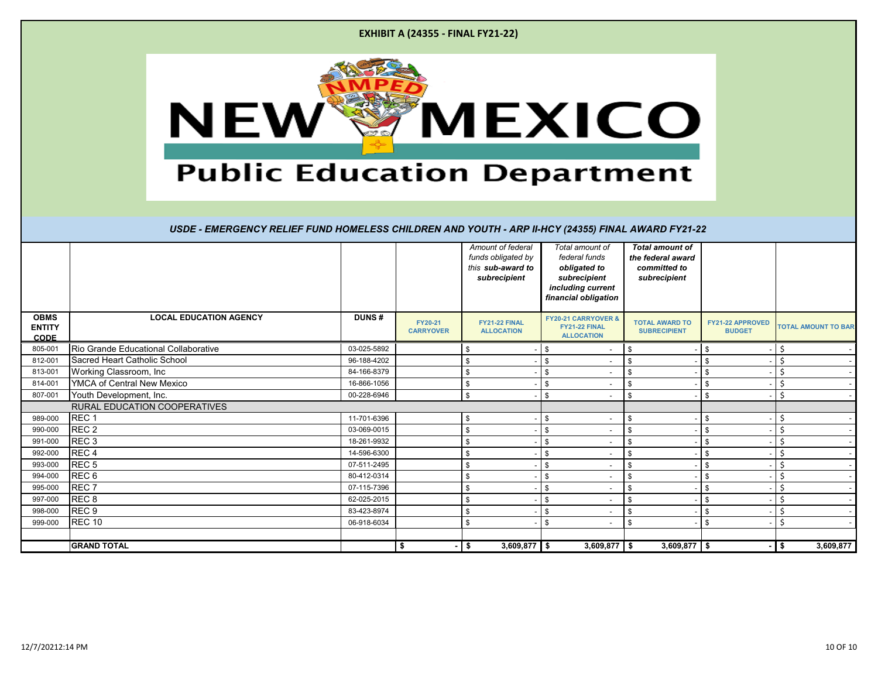**EXHIBIT A (24355 - FINAL FY21-22)**

NEW MEXICO Public Education Department

*USDE - EMERGENCY RELIEF FUND HOMELESS CHILDREN AND YOUTH - ARP II-HCY (24355) FINAL AWARD FY21-22*

| | | | | *Amount of federal funds obligated by this **sub-award to subrecipient*** | *Total amount of federal funds **obligated to subrecipient including current financial obligation*** | ***Total amount of the federal award committed to subrecipient*** | | |
|---|---|---|---|---|---|---|---|---|
| **OBMS ENTITY CODE** | **LOCAL EDUCATION AGENCY** | **DUNS #** | **FY20-21 CARRYOVER** | **FY21-22 FINAL ALLOCATION** | **FY20-21 CARRYOVER & FY21-22 FINAL ALLOCATION** | **TOTAL AWARD TO SUBRECIPIENT** | **FY21-22 APPROVED BUDGET** | **TOTAL AMOUNT TO BAR** |
| 805-001 | Rio Grande Educational Collaborative | 03-025-5892 | | $ - | $ - | $ - | $ - | $ - |
| 812-001 | Sacred Heart Catholic School | 96-188-4202 | | $ - | $ - | $ - | $ - | $ - |
| 813-001 | Working Classroom, Inc | 84-166-8379 | | $ - | $ - | $ - | $ - | $ - |
| 814-001 | YMCA of Central New Mexico | 16-866-1056 | | $ - | $ - | $ - | $ - | $ - |
| 807-001 | Youth Development, Inc. | 00-228-6946 | | $ - | $ - | $ - | $ - | $ - |
| | RURAL EDUCATION COOPERATIVES | | | | | | | |
| 989-000 | REC 1 | 11-701-6396 | | $ - | $ - | $ - | $ - | $ - |
| 990-000 | REC 2 | 03-069-0015 | | $ - | $ - | $ - | $ - | $ - |
| 991-000 | REC 3 | 18-261-9932 | | $ - | $ - | $ - | $ - | $ - |
| 992-000 | REC 4 | 14-596-6300 | | $ - | $ - | $ - | $ - | $ - |
| 993-000 | REC 5 | 07-511-2495 | | $ - | $ - | $ - | $ - | $ - |
| 994-000 | REC 6 | 80-412-0314 | | $ - | $ - | $ - | $ - | $ - |
| 995-000 | REC 7 | 07-115-7396 | | $ - | $ - | $ - | $ - | $ - |
| 997-000 | REC 8 | 62-025-2015 | | $ - | $ - | $ - | $ - | $ - |
| 998-000 | REC 9 | 83-423-8974 | | $ - | $ - | $ - | $ - | $ - |
| 999-000 | REC 10 | 06-918-6034 | | $ - | $ - | $ - | $ - | $ - |
| | | | | | | | | |
| | **GRAND TOTAL** | | **$ -** | **$ 3,609,877** | **$ 3,609,877** | **$ 3,609,877** | **$ -** | **$ 3,609,877** |

12/7/20212:14 PM